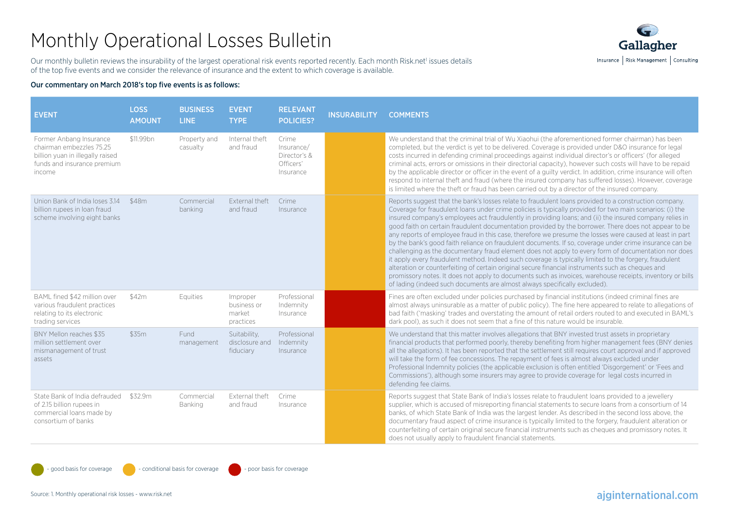# Monthly Operational Losses Bulletin

Our monthly bulletin reviews the insurability of the largest operational risk events reported recently. Each month Risk.net[1] issues details of the top five events and we consider the relevance of insurance and the extent to which coverage is available.

**Our commentary on March 2018's top five events is as follows:**

| EVENT | LOSS AMOUNT | BUSINESS LINE | EVENT TYPE | RELEVANT POLICIES? | INSURABILITY | COMMENTS |
|---|---|---|---|---|---|---|
| Former Anbang Insurance chairman embezzles 75.25 billion yuan in illegally raised funds and insurance premium income | $11.99bn | Property and casualty | Internal theft and fraud | Crime Insurance/ Director's & Officers' Insurance | Conditional basis for coverage | We understand that the criminal trial of Wu Xiaohui (the aforementioned former chairman) has been completed, but the verdict is yet to be delivered. Coverage is provided under D&O insurance for legal costs incurred in defending criminal proceedings against individual director's or officers' (for alleged criminal acts, errors or omissions in their directorial capacity), however such costs will have to be repaid by the applicable director or officer in the event of a guilty verdict. In addition, crime insurance will often respond to internal theft and fraud (where the insured company has suffered losses). However, coverage is limited where the theft or fraud has been carried out by a director of the insured company. |
| Union Bank of India loses 3.14 billion rupees in loan fraud scheme involving eight banks | $48m | Commercial banking | External theft and fraud | Crime Insurance | Conditional basis for coverage | Reports suggest that the bank's losses relate to fraudulent loans provided to a construction company. Coverage for fraudulent loans under crime policies is typically provided for two main scenarios: (i) the insured company's employees act fraudulently in providing loans; and (ii) the insured company relies in good faith on certain fraudulent documentation provided by the borrower. There does not appear to be any reports of employee fraud in this case, therefore we presume the losses were caused at least in part by the bank's good faith reliance on fraudulent documents. If so, coverage under crime insurance can be challenging as the documentary fraud element does not apply to every form of documentation nor does it apply every fraudulent method. Indeed such coverage is typically limited to the forgery, fraudulent alteration or counterfeiting of certain original secure financial instruments such as cheques and promissory notes. It does not apply to documents such as invoices, warehouse receipts, inventory or bills of lading (indeed such documents are almost always specifically excluded). |
| BAML fined $42 million over various fraudulent practices relating to its electronic trading services | $42m | Equities | Improper business or market practices | Professional Indemnity Insurance | Poor basis for coverage | Fines are often excluded under policies purchased by financial institutions (indeed criminal fines are almost always uninsurable as a matter of public policy). The fine here appeared to relate to allegations of bad faith ('masking' trades and overstating the amount of retail orders routed to and executed in BAML's dark pool), as such it does not seem that a fine of this nature would be insurable. |
| BNY Mellon reaches $35 million settlement over mismanagement of trust assets | $35m | Fund management | Suitability, disclosure and fiduciary | Professional Indemnity Insurance | Conditional basis for coverage | We understand that this matter involves allegations that BNY invested trust assets in proprietary financial products that performed poorly, thereby benefiting from higher management fees (BNY denies all the allegations). It has been reported that the settlement still requires court approval and if approved will take the form of fee concessions. The repayment of fees is almost always excluded under Professional Indemnity policies (the applicable exclusion is often entitled 'Disgorgement' or 'Fees and Commissions'), although some insurers may agree to provide coverage for legal costs incurred in defending fee claims. |
| State Bank of India defrauded of 2.15 billion rupees in commercial loans made by consortium of banks | $32.9m | Commercial Banking | External theft and fraud | Crime Insurance | Conditional basis for coverage | Reports suggest that State Bank of India's losses relate to fraudulent loans provided to a jewellery supplier, which is accused of misreporting financial statements to secure loans from a consortium of 14 banks, of which State Bank of India was the largest lender. As described in the second loss above, the documentary fraud aspect of crime insurance is typically limited to the forgery, fraudulent alteration or counterfeiting of certain original secure financial instruments such as cheques and promissory notes. It does not usually apply to fraudulent financial statements. |

Key: Green – good basis for coverage; Amber – conditional basis for coverage; Red – poor basis for coverage

Source: 1. Monthly operational risk losses - www.risk.net

ajginternational.com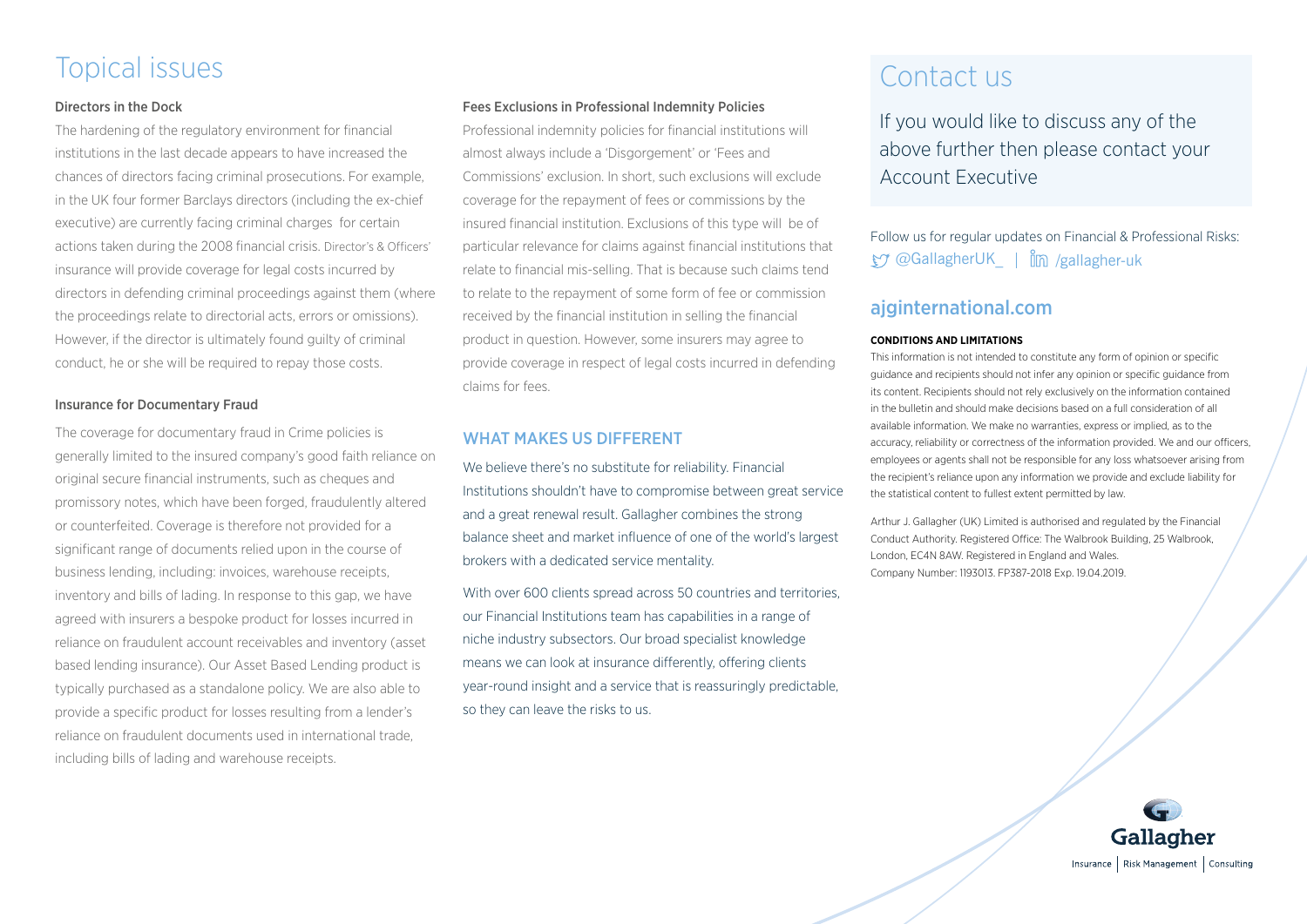# Topical issues

### Directors in the Dock

The hardening of the regulatory environment for financial institutions in the last decade appears to have increased the chances of directors facing criminal prosecutions. For example, in the UK four former Barclays directors (including the ex-chief executive) are currently facing criminal charges for certain actions taken during the 2008 financial crisis. Director's & Officers' insurance will provide coverage for legal costs incurred by directors in defending criminal proceedings against them (where the proceedings relate to directorial acts, errors or omissions). However, if the director is ultimately found guilty of criminal conduct, he or she will be required to repay those costs.

### Insurance for Documentary Fraud

The coverage for documentary fraud in Crime policies is generally limited to the insured company's good faith reliance on original secure financial instruments, such as cheques and promissory notes, which have been forged, fraudulently altered or counterfeited. Coverage is therefore not provided for a significant range of documents relied upon in the course of business lending, including: invoices, warehouse receipts, inventory and bills of lading. In response to this gap, we have agreed with insurers a bespoke product for losses incurred in reliance on fraudulent account receivables and inventory (asset based lending insurance). Our Asset Based Lending product is typically purchased as a standalone policy. We are also able to provide a specific product for losses resulting from a lender's reliance on fraudulent documents used in international trade, including bills of lading and warehouse receipts.

### Fees Exclusions in Professional Indemnity Policies

Professional indemnity policies for financial institutions will almost always include a 'Disgorgement' or 'Fees and Commissions' exclusion. In short, such exclusions will exclude coverage for the repayment of fees or commissions by the insured financial institution. Exclusions of this type will be of particular relevance for claims against financial institutions that relate to financial mis-selling. That is because such claims tend to relate to the repayment of some form of fee or commission received by the financial institution in selling the financial product in question. However, some insurers may agree to provide coverage in respect of legal costs incurred in defending claims for fees.

## WHAT MAKES US DIFFERENT

We believe there's no substitute for reliability. Financial Institutions shouldn't have to compromise between great service and a great renewal result. Gallagher combines the strong balance sheet and market influence of one of the world's largest brokers with a dedicated service mentality.

With over 600 clients spread across 50 countries and territories, our Financial Institutions team has capabilities in a range of niche industry subsectors. Our broad specialist knowledge means we can look at insurance differently, offering clients year-round insight and a service that is reassuringly predictable, so they can leave the risks to us.

# Contact us

If you would like to discuss any of the above further then please contact your Account Executive

Follow us for regular updates on Financial & Professional Risks:
@GallagherUK_ | /gallagher-uk

## ajginternational.com

**CONDITIONS AND LIMITATIONS**

This information is not intended to constitute any form of opinion or specific guidance and recipients should not infer any opinion or specific guidance from its content. Recipients should not rely exclusively on the information contained in the bulletin and should make decisions based on a full consideration of all available information. We make no warranties, express or implied, as to the accuracy, reliability or correctness of the information provided. We and our officers, employees or agents shall not be responsible for any loss whatsoever arising from the recipient's reliance upon any information we provide and exclude liability for the statistical content to fullest extent permitted by law.

Arthur J. Gallagher (UK) Limited is authorised and regulated by the Financial Conduct Authority. Registered Office: The Walbrook Building, 25 Walbrook, London, EC4N 8AW. Registered in England and Wales.
Company Number: 1193013. FP387-2018 Exp. 19.04.2019.

Gallagher
Insurance | Risk Management | Consulting